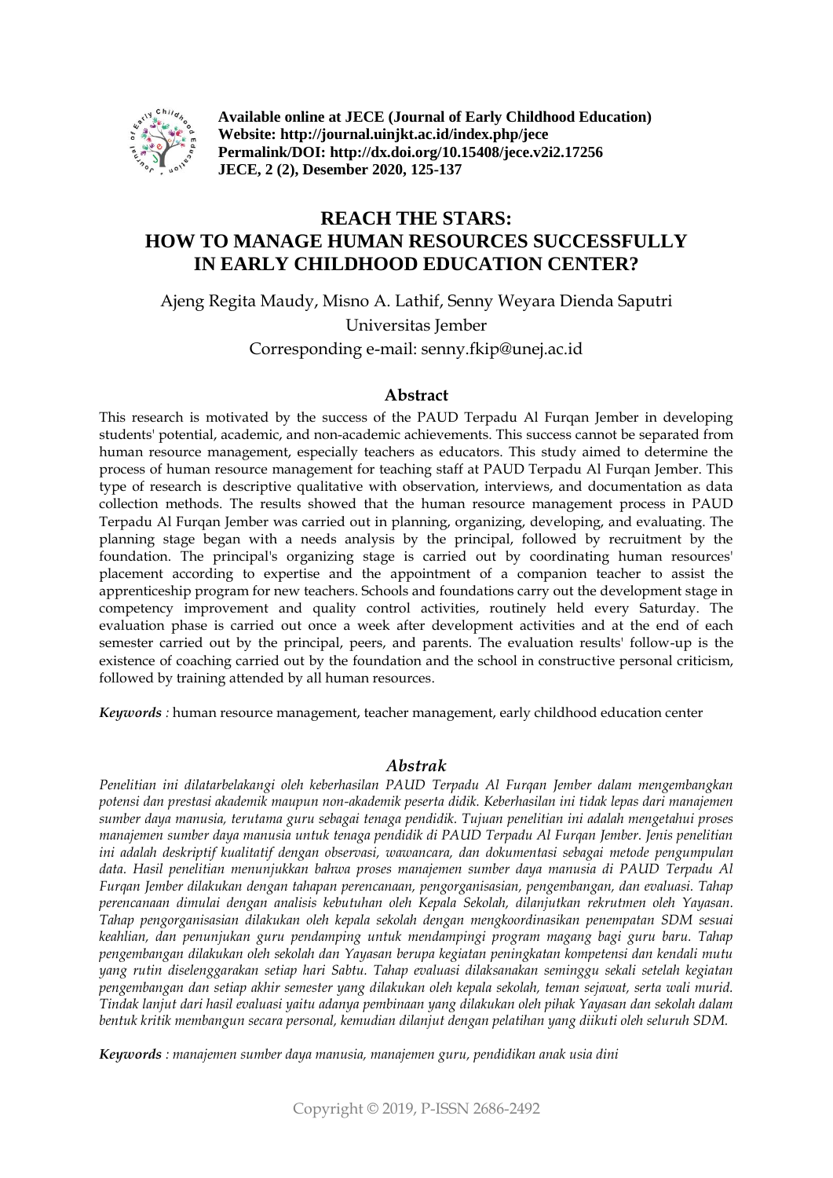**Available online at JECE (Journal of Early Childhood Education)**
**Website: http://journal.uinjkt.ac.id/index.php/jece**
**Permalink/DOI: http://dx.doi.org/10.15408/jece.v2i2.17256**
**JECE, 2 (2), Desember 2020, 125-137**

# REACH THE STARS: HOW TO MANAGE HUMAN RESOURCES SUCCESSFULLY IN EARLY CHILDHOOD EDUCATION CENTER?

Ajeng Regita Maudy, Misno A. Lathif, Senny Weyara Dienda Saputri

Universitas Jember

Corresponding e-mail: senny.fkip@unej.ac.id

## Abstract

This research is motivated by the success of the PAUD Terpadu Al Furqan Jember in developing students' potential, academic, and non-academic achievements. This success cannot be separated from human resource management, especially teachers as educators. This study aimed to determine the process of human resource management for teaching staff at PAUD Terpadu Al Furqan Jember. This type of research is descriptive qualitative with observation, interviews, and documentation as data collection methods. The results showed that the human resource management process in PAUD Terpadu Al Furqan Jember was carried out in planning, organizing, developing, and evaluating. The planning stage began with a needs analysis by the principal, followed by recruitment by the foundation. The principal's organizing stage is carried out by coordinating human resources' placement according to expertise and the appointment of a companion teacher to assist the apprenticeship program for new teachers. Schools and foundations carry out the development stage in competency improvement and quality control activities, routinely held every Saturday. The evaluation phase is carried out once a week after development activities and at the end of each semester carried out by the principal, peers, and parents. The evaluation results' follow-up is the existence of coaching carried out by the foundation and the school in constructive personal criticism, followed by training attended by all human resources.

***Keywords*** *:* human resource management, teacher management, early childhood education center

## *Abstrak*

*Penelitian ini dilatarbelakangi oleh keberhasilan PAUD Terpadu Al Furqan Jember dalam mengembangkan potensi dan prestasi akademik maupun non-akademik peserta didik. Keberhasilan ini tidak lepas dari manajemen sumber daya manusia, terutama guru sebagai tenaga pendidik. Tujuan penelitian ini adalah mengetahui proses manajemen sumber daya manusia untuk tenaga pendidik di PAUD Terpadu Al Furqan Jember. Jenis penelitian ini adalah deskriptif kualitatif dengan observasi, wawancara, dan dokumentasi sebagai metode pengumpulan data. Hasil penelitian menunjukkan bahwa proses manajemen sumber daya manusia di PAUD Terpadu Al Furqan Jember dilakukan dengan tahapan perencanaan, pengorganisasian, pengembangan, dan evaluasi. Tahap perencanaan dimulai dengan analisis kebutuhan oleh Kepala Sekolah, dilanjutkan rekrutmen oleh Yayasan. Tahap pengorganisasian dilakukan oleh kepala sekolah dengan mengkoordinasikan penempatan SDM sesuai keahlian, dan penunjukan guru pendamping untuk mendampingi program magang bagi guru baru. Tahap pengembangan dilakukan oleh sekolah dan Yayasan berupa kegiatan peningkatan kompetensi dan kendali mutu yang rutin diselenggarakan setiap hari Sabtu. Tahap evaluasi dilaksanakan seminggu sekali setelah kegiatan pengembangan dan setiap akhir semester yang dilakukan oleh kepala sekolah, teman sejawat, serta wali murid. Tindak lanjut dari hasil evaluasi yaitu adanya pembinaan yang dilakukan oleh pihak Yayasan dan sekolah dalam bentuk kritik membangun secara personal, kemudian dilanjut dengan pelatihan yang diikuti oleh seluruh SDM.*

***Keywords*** *: manajemen sumber daya manusia, manajemen guru, pendidikan anak usia dini*

Copyright © 2019, P-ISSN 2686-2492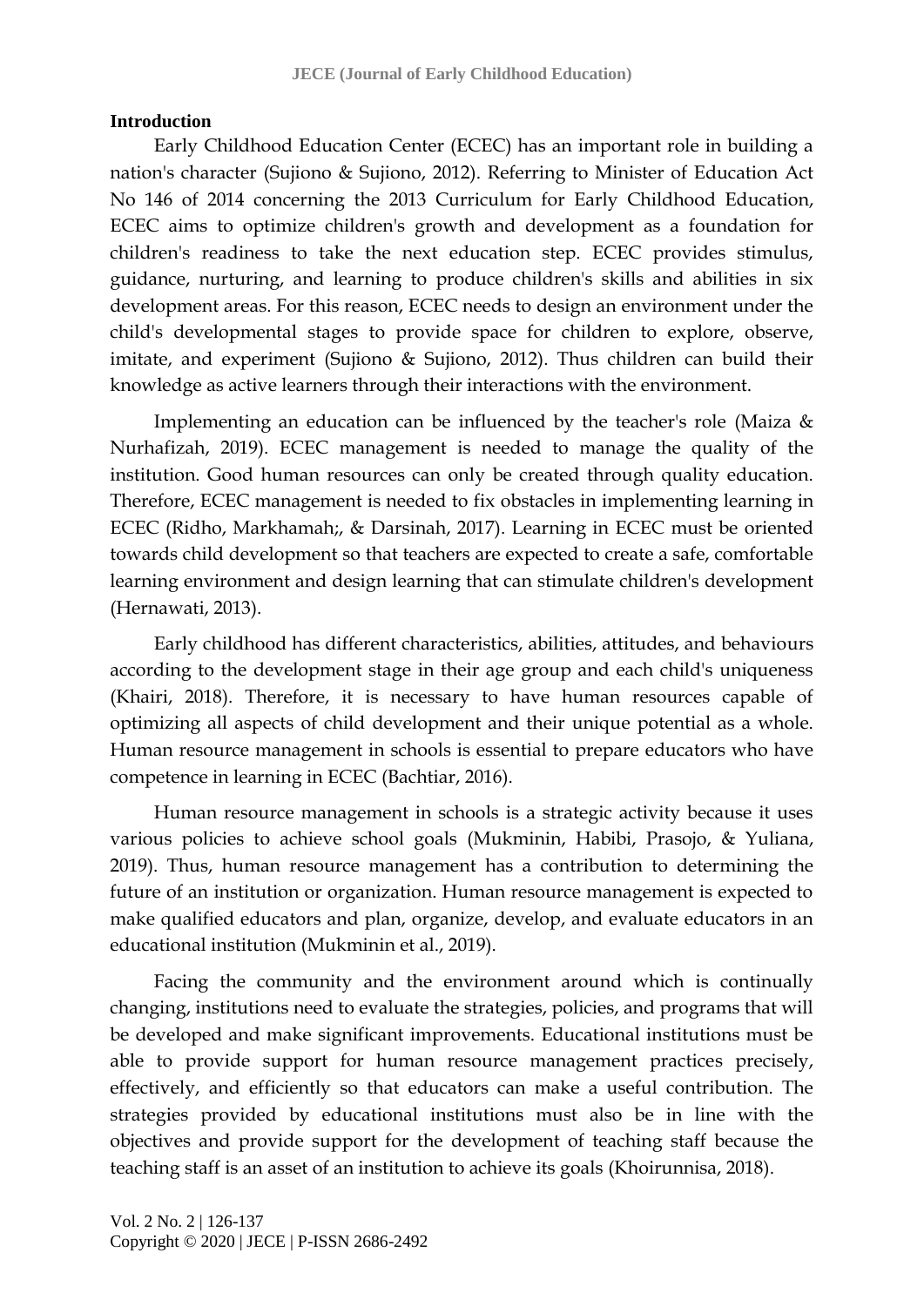**Introduction**

Early Childhood Education Center (ECEC) has an important role in building a nation's character (Sujiono & Sujiono, 2012). Referring to Minister of Education Act No 146 of 2014 concerning the 2013 Curriculum for Early Childhood Education, ECEC aims to optimize children's growth and development as a foundation for children's readiness to take the next education step. ECEC provides stimulus, guidance, nurturing, and learning to produce children's skills and abilities in six development areas. For this reason, ECEC needs to design an environment under the child's developmental stages to provide space for children to explore, observe, imitate, and experiment (Sujiono & Sujiono, 2012). Thus children can build their knowledge as active learners through their interactions with the environment.

Implementing an education can be influenced by the teacher's role (Maiza & Nurhafizah, 2019). ECEC management is needed to manage the quality of the institution. Good human resources can only be created through quality education. Therefore, ECEC management is needed to fix obstacles in implementing learning in ECEC (Ridho, Markhamah;, & Darsinah, 2017). Learning in ECEC must be oriented towards child development so that teachers are expected to create a safe, comfortable learning environment and design learning that can stimulate children's development (Hernawati, 2013).

Early childhood has different characteristics, abilities, attitudes, and behaviours according to the development stage in their age group and each child's uniqueness (Khairi, 2018). Therefore, it is necessary to have human resources capable of optimizing all aspects of child development and their unique potential as a whole. Human resource management in schools is essential to prepare educators who have competence in learning in ECEC (Bachtiar, 2016).

Human resource management in schools is a strategic activity because it uses various policies to achieve school goals (Mukminin, Habibi, Prasojo, & Yuliana, 2019). Thus, human resource management has a contribution to determining the future of an institution or organization. Human resource management is expected to make qualified educators and plan, organize, develop, and evaluate educators in an educational institution (Mukminin et al., 2019).

Facing the community and the environment around which is continually changing, institutions need to evaluate the strategies, policies, and programs that will be developed and make significant improvements. Educational institutions must be able to provide support for human resource management practices precisely, effectively, and efficiently so that educators can make a useful contribution. The strategies provided by educational institutions must also be in line with the objectives and provide support for the development of teaching staff because the teaching staff is an asset of an institution to achieve its goals (Khoirunnisa, 2018).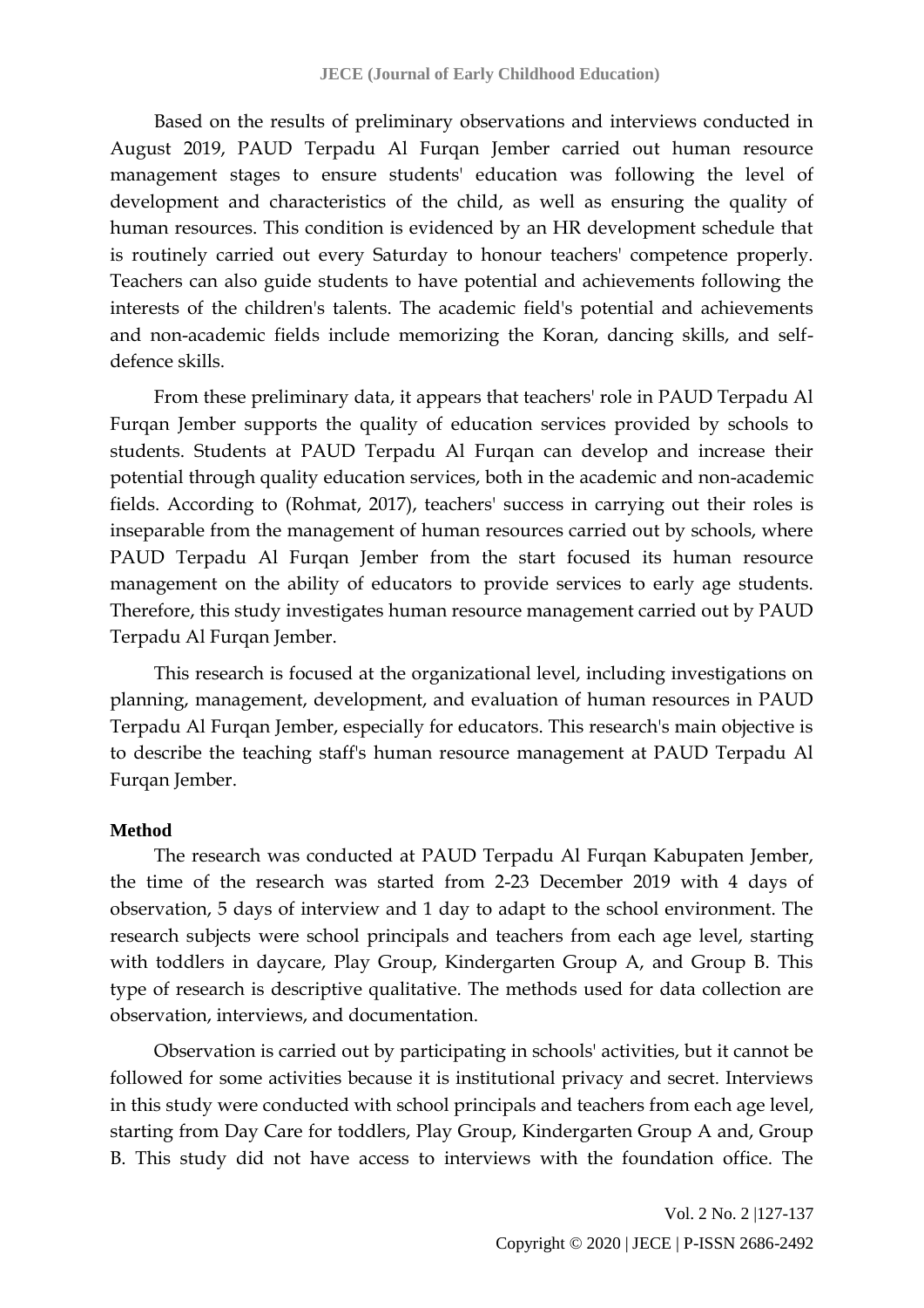Based on the results of preliminary observations and interviews conducted in August 2019, PAUD Terpadu Al Furqan Jember carried out human resource management stages to ensure students' education was following the level of development and characteristics of the child, as well as ensuring the quality of human resources. This condition is evidenced by an HR development schedule that is routinely carried out every Saturday to honour teachers' competence properly. Teachers can also guide students to have potential and achievements following the interests of the children's talents. The academic field's potential and achievements and non-academic fields include memorizing the Koran, dancing skills, and self-defence skills.

From these preliminary data, it appears that teachers' role in PAUD Terpadu Al Furqan Jember supports the quality of education services provided by schools to students. Students at PAUD Terpadu Al Furqan can develop and increase their potential through quality education services, both in the academic and non-academic fields. According to (Rohmat, 2017), teachers' success in carrying out their roles is inseparable from the management of human resources carried out by schools, where PAUD Terpadu Al Furqan Jember from the start focused its human resource management on the ability of educators to provide services to early age students. Therefore, this study investigates human resource management carried out by PAUD Terpadu Al Furqan Jember.

This research is focused at the organizational level, including investigations on planning, management, development, and evaluation of human resources in PAUD Terpadu Al Furqan Jember, especially for educators. This research's main objective is to describe the teaching staff's human resource management at PAUD Terpadu Al Furqan Jember.

**Method**

The research was conducted at PAUD Terpadu Al Furqan Kabupaten Jember, the time of the research was started from 2-23 December 2019 with 4 days of observation, 5 days of interview and 1 day to adapt to the school environment. The research subjects were school principals and teachers from each age level, starting with toddlers in daycare, Play Group, Kindergarten Group A, and Group B. This type of research is descriptive qualitative. The methods used for data collection are observation, interviews, and documentation.

Observation is carried out by participating in schools' activities, but it cannot be followed for some activities because it is institutional privacy and secret. Interviews in this study were conducted with school principals and teachers from each age level, starting from Day Care for toddlers, Play Group, Kindergarten Group A and, Group B. This study did not have access to interviews with the foundation office. The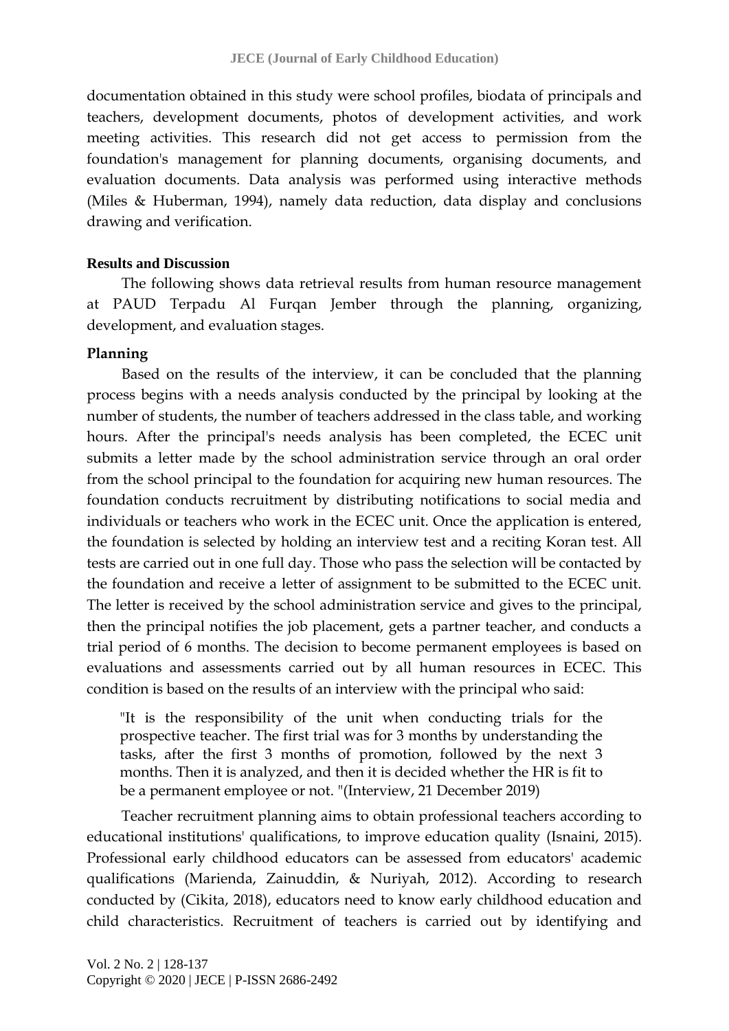documentation obtained in this study were school profiles, biodata of principals and teachers, development documents, photos of development activities, and work meeting activities. This research did not get access to permission from the foundation's management for planning documents, organising documents, and evaluation documents. Data analysis was performed using interactive methods (Miles & Huberman, 1994), namely data reduction, data display and conclusions drawing and verification.

## Results and Discussion

The following shows data retrieval results from human resource management at PAUD Terpadu Al Furqan Jember through the planning, organizing, development, and evaluation stages.

### Planning

Based on the results of the interview, it can be concluded that the planning process begins with a needs analysis conducted by the principal by looking at the number of students, the number of teachers addressed in the class table, and working hours. After the principal's needs analysis has been completed, the ECEC unit submits a letter made by the school administration service through an oral order from the school principal to the foundation for acquiring new human resources. The foundation conducts recruitment by distributing notifications to social media and individuals or teachers who work in the ECEC unit. Once the application is entered, the foundation is selected by holding an interview test and a reciting Koran test. All tests are carried out in one full day. Those who pass the selection will be contacted by the foundation and receive a letter of assignment to be submitted to the ECEC unit. The letter is received by the school administration service and gives to the principal, then the principal notifies the job placement, gets a partner teacher, and conducts a trial period of 6 months. The decision to become permanent employees is based on evaluations and assessments carried out by all human resources in ECEC. This condition is based on the results of an interview with the principal who said:

> "It is the responsibility of the unit when conducting trials for the prospective teacher. The first trial was for 3 months by understanding the tasks, after the first 3 months of promotion, followed by the next 3 months. Then it is analyzed, and then it is decided whether the HR is fit to be a permanent employee or not. "(Interview, 21 December 2019)

Teacher recruitment planning aims to obtain professional teachers according to educational institutions' qualifications, to improve education quality (Isnaini, 2015). Professional early childhood educators can be assessed from educators' academic qualifications (Marienda, Zainuddin, & Nuriyah, 2012). According to research conducted by (Cikita, 2018), educators need to know early childhood education and child characteristics. Recruitment of teachers is carried out by identifying and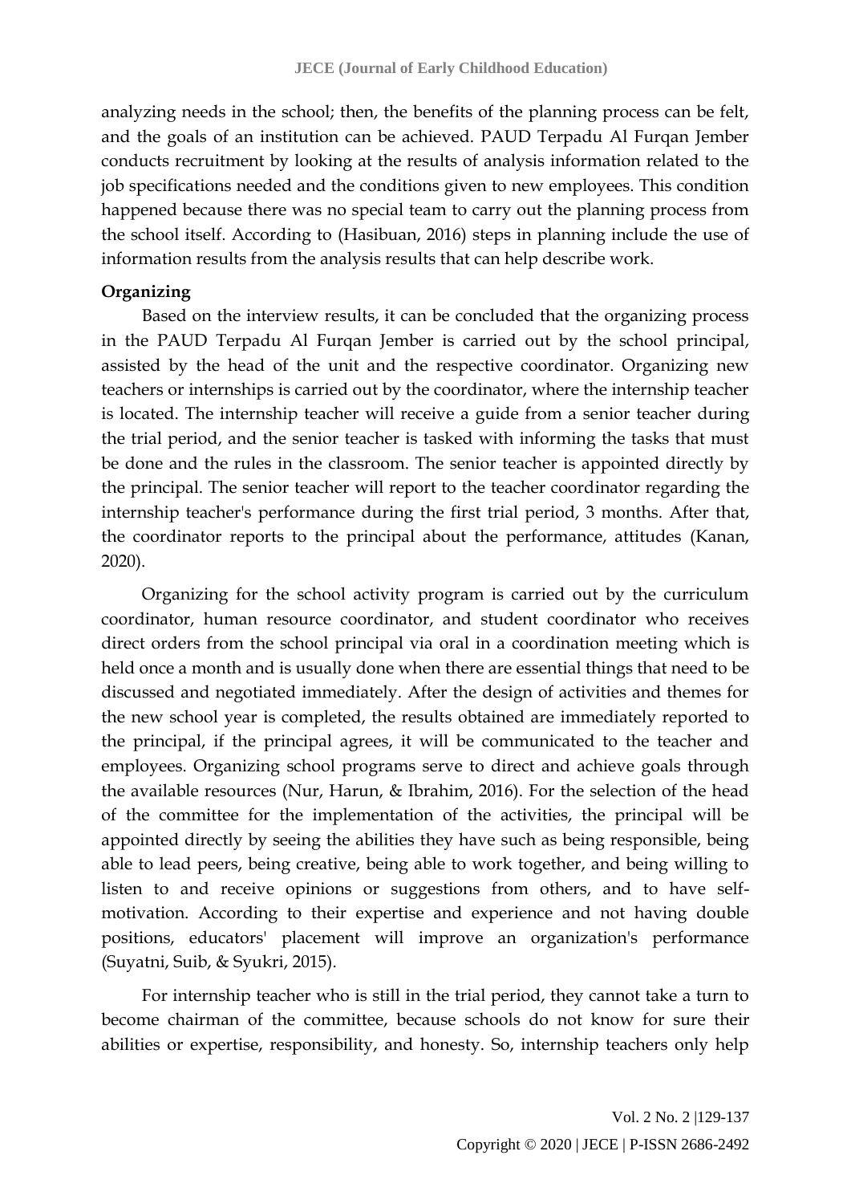analyzing needs in the school; then, the benefits of the planning process can be felt, and the goals of an institution can be achieved. PAUD Terpadu Al Furqan Jember conducts recruitment by looking at the results of analysis information related to the job specifications needed and the conditions given to new employees. This condition happened because there was no special team to carry out the planning process from the school itself. According to (Hasibuan, 2016) steps in planning include the use of information results from the analysis results that can help describe work.

**Organizing**

Based on the interview results, it can be concluded that the organizing process in the PAUD Terpadu Al Furqan Jember is carried out by the school principal, assisted by the head of the unit and the respective coordinator. Organizing new teachers or internships is carried out by the coordinator, where the internship teacher is located. The internship teacher will receive a guide from a senior teacher during the trial period, and the senior teacher is tasked with informing the tasks that must be done and the rules in the classroom. The senior teacher is appointed directly by the principal. The senior teacher will report to the teacher coordinator regarding the internship teacher's performance during the first trial period, 3 months. After that, the coordinator reports to the principal about the performance, attitudes (Kanan, 2020).

Organizing for the school activity program is carried out by the curriculum coordinator, human resource coordinator, and student coordinator who receives direct orders from the school principal via oral in a coordination meeting which is held once a month and is usually done when there are essential things that need to be discussed and negotiated immediately. After the design of activities and themes for the new school year is completed, the results obtained are immediately reported to the principal, if the principal agrees, it will be communicated to the teacher and employees. Organizing school programs serve to direct and achieve goals through the available resources (Nur, Harun, & Ibrahim, 2016). For the selection of the head of the committee for the implementation of the activities, the principal will be appointed directly by seeing the abilities they have such as being responsible, being able to lead peers, being creative, being able to work together, and being willing to listen to and receive opinions or suggestions from others, and to have self-motivation. According to their expertise and experience and not having double positions, educators' placement will improve an organization's performance (Suyatni, Suib, & Syukri, 2015).

For internship teacher who is still in the trial period, they cannot take a turn to become chairman of the committee, because schools do not know for sure their abilities or expertise, responsibility, and honesty. So, internship teachers only help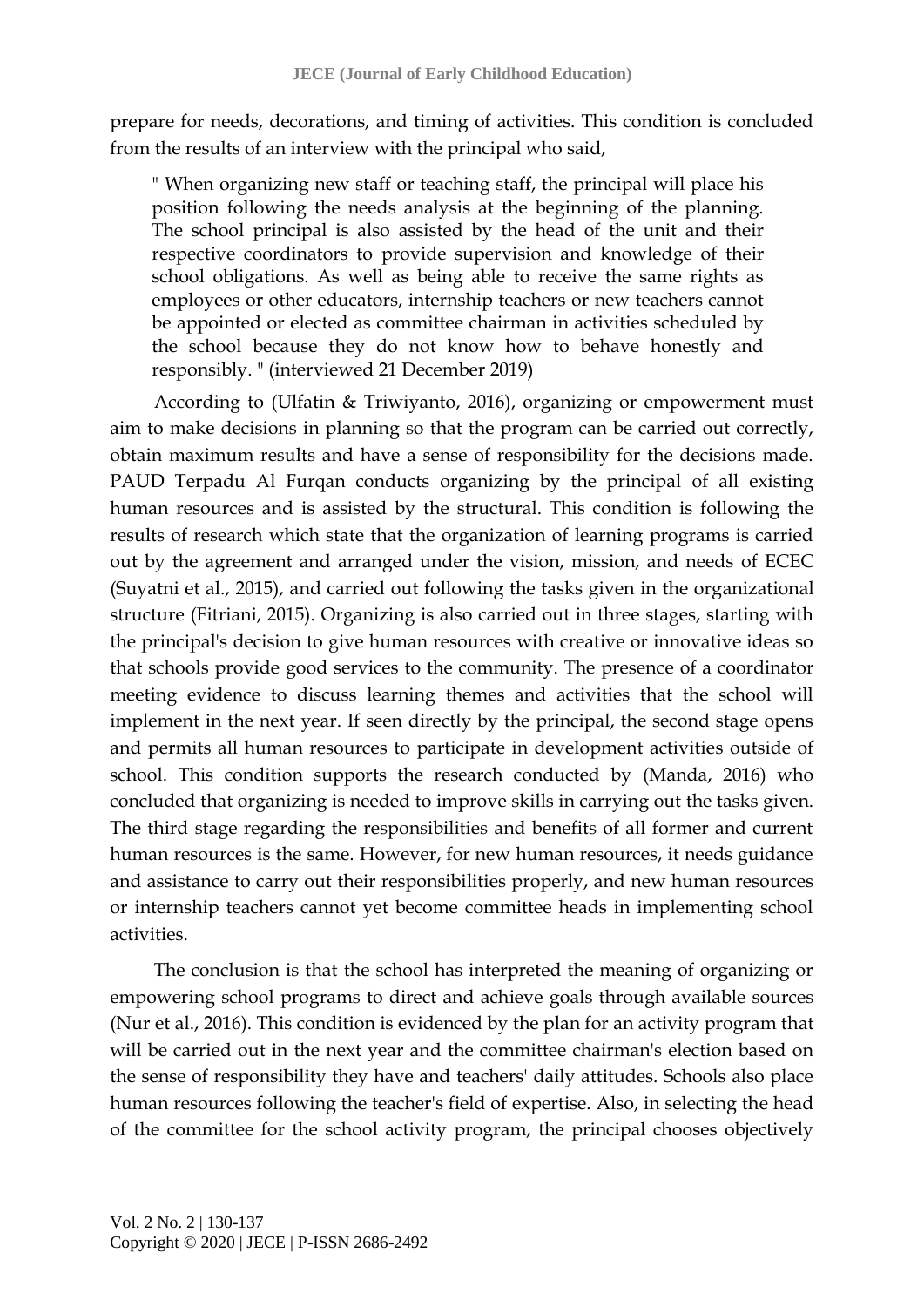prepare for needs, decorations, and timing of activities. This condition is concluded from the results of an interview with the principal who said,

> " When organizing new staff or teaching staff, the principal will place his position following the needs analysis at the beginning of the planning. The school principal is also assisted by the head of the unit and their respective coordinators to provide supervision and knowledge of their school obligations. As well as being able to receive the same rights as employees or other educators, internship teachers or new teachers cannot be appointed or elected as committee chairman in activities scheduled by the school because they do not know how to behave honestly and responsibly. " (interviewed 21 December 2019)

According to (Ulfatin & Triwiyanto, 2016), organizing or empowerment must aim to make decisions in planning so that the program can be carried out correctly, obtain maximum results and have a sense of responsibility for the decisions made. PAUD Terpadu Al Furqan conducts organizing by the principal of all existing human resources and is assisted by the structural. This condition is following the results of research which state that the organization of learning programs is carried out by the agreement and arranged under the vision, mission, and needs of ECEC (Suyatni et al., 2015), and carried out following the tasks given in the organizational structure (Fitriani, 2015). Organizing is also carried out in three stages, starting with the principal's decision to give human resources with creative or innovative ideas so that schools provide good services to the community. The presence of a coordinator meeting evidence to discuss learning themes and activities that the school will implement in the next year. If seen directly by the principal, the second stage opens and permits all human resources to participate in development activities outside of school. This condition supports the research conducted by (Manda, 2016) who concluded that organizing is needed to improve skills in carrying out the tasks given. The third stage regarding the responsibilities and benefits of all former and current human resources is the same. However, for new human resources, it needs guidance and assistance to carry out their responsibilities properly, and new human resources or internship teachers cannot yet become committee heads in implementing school activities.

The conclusion is that the school has interpreted the meaning of organizing or empowering school programs to direct and achieve goals through available sources (Nur et al., 2016). This condition is evidenced by the plan for an activity program that will be carried out in the next year and the committee chairman's election based on the sense of responsibility they have and teachers' daily attitudes. Schools also place human resources following the teacher's field of expertise. Also, in selecting the head of the committee for the school activity program, the principal chooses objectively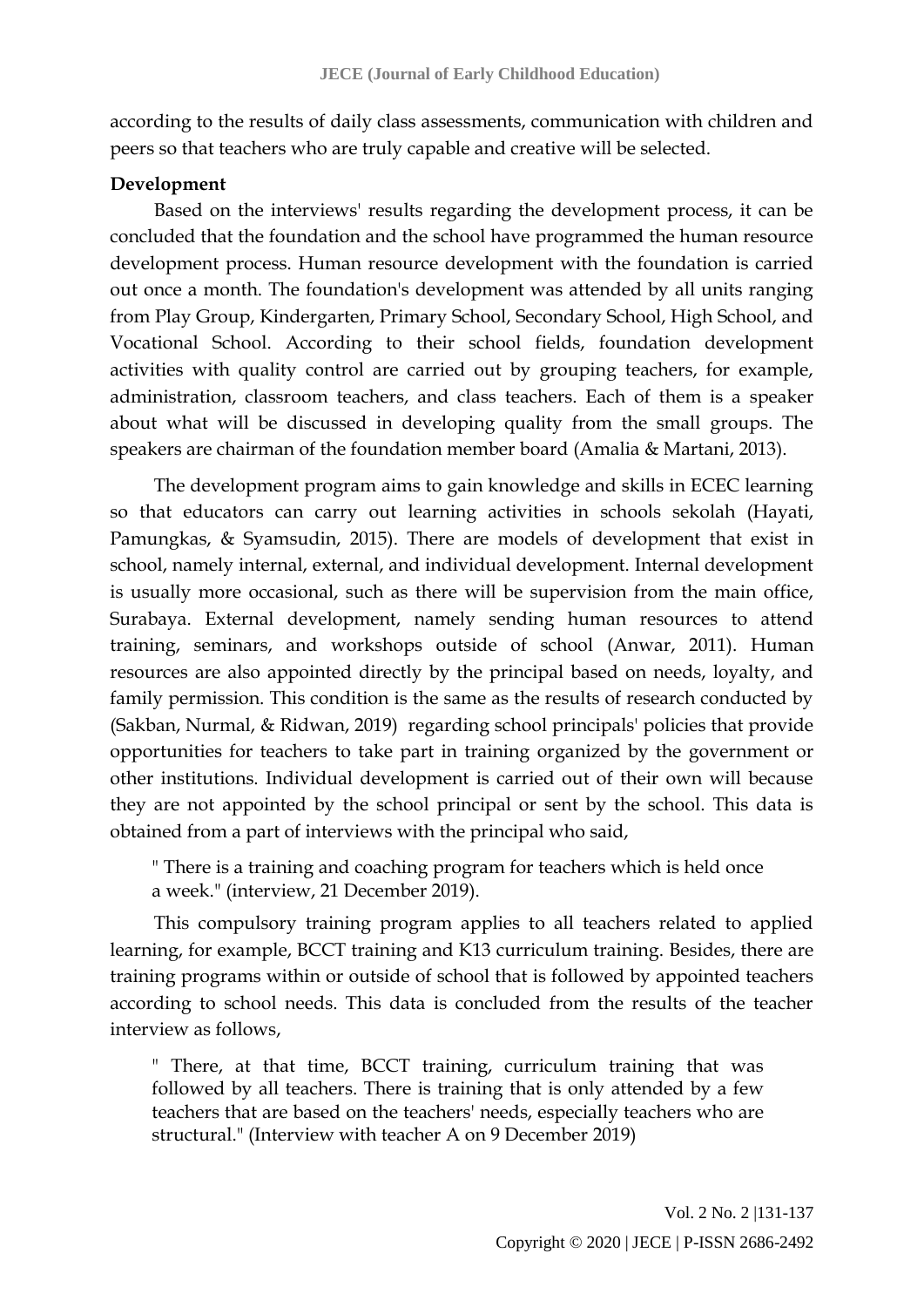according to the results of daily class assessments, communication with children and peers so that teachers who are truly capable and creative will be selected.

**Development**

Based on the interviews' results regarding the development process, it can be concluded that the foundation and the school have programmed the human resource development process. Human resource development with the foundation is carried out once a month. The foundation's development was attended by all units ranging from Play Group, Kindergarten, Primary School, Secondary School, High School, and Vocational School. According to their school fields, foundation development activities with quality control are carried out by grouping teachers, for example, administration, classroom teachers, and class teachers. Each of them is a speaker about what will be discussed in developing quality from the small groups. The speakers are chairman of the foundation member board (Amalia & Martani, 2013).

The development program aims to gain knowledge and skills in ECEC learning so that educators can carry out learning activities in schools sekolah (Hayati, Pamungkas, & Syamsudin, 2015). There are models of development that exist in school, namely internal, external, and individual development. Internal development is usually more occasional, such as there will be supervision from the main office, Surabaya. External development, namely sending human resources to attend training, seminars, and workshops outside of school (Anwar, 2011). Human resources are also appointed directly by the principal based on needs, loyalty, and family permission. This condition is the same as the results of research conducted by (Sakban, Nurmal, & Ridwan, 2019) regarding school principals' policies that provide opportunities for teachers to take part in training organized by the government or other institutions. Individual development is carried out of their own will because they are not appointed by the school principal or sent by the school. This data is obtained from a part of interviews with the principal who said,

> " There is a training and coaching program for teachers which is held once a week." (interview, 21 December 2019).

This compulsory training program applies to all teachers related to applied learning, for example, BCCT training and K13 curriculum training. Besides, there are training programs within or outside of school that is followed by appointed teachers according to school needs. This data is concluded from the results of the teacher interview as follows,

> " There, at that time, BCCT training, curriculum training that was followed by all teachers. There is training that is only attended by a few teachers that are based on the teachers' needs, especially teachers who are structural." (Interview with teacher A on 9 December 2019)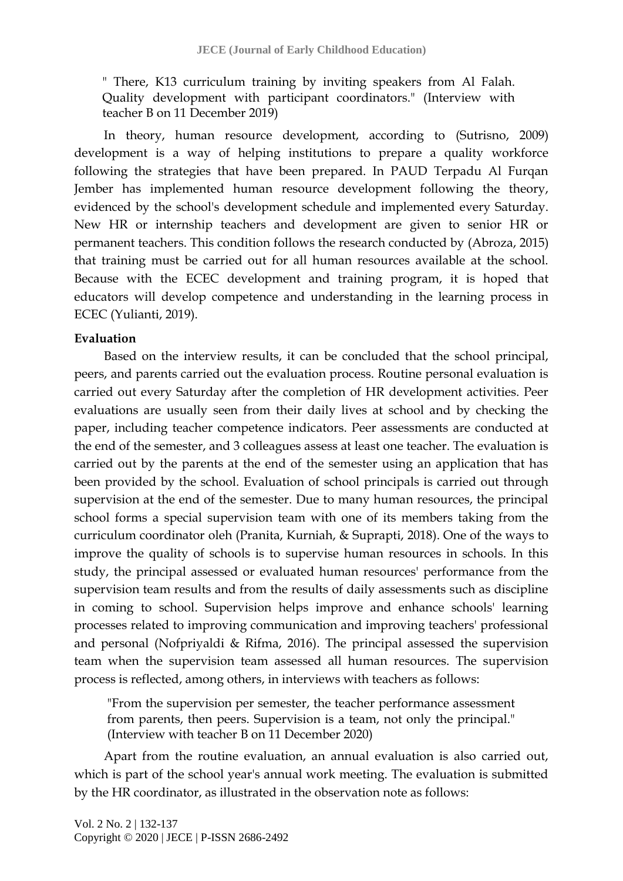> " There, K13 curriculum training by inviting speakers from Al Falah. Quality development with participant coordinators." (Interview with teacher B on 11 December 2019)

In theory, human resource development, according to (Sutrisno, 2009) development is a way of helping institutions to prepare a quality workforce following the strategies that have been prepared. In PAUD Terpadu Al Furqan Jember has implemented human resource development following the theory, evidenced by the school's development schedule and implemented every Saturday. New HR or internship teachers and development are given to senior HR or permanent teachers. This condition follows the research conducted by (Abroza, 2015) that training must be carried out for all human resources available at the school. Because with the ECEC development and training program, it is hoped that educators will develop competence and understanding in the learning process in ECEC (Yulianti, 2019).

**Evaluation**

Based on the interview results, it can be concluded that the school principal, peers, and parents carried out the evaluation process. Routine personal evaluation is carried out every Saturday after the completion of HR development activities. Peer evaluations are usually seen from their daily lives at school and by checking the paper, including teacher competence indicators. Peer assessments are conducted at the end of the semester, and 3 colleagues assess at least one teacher. The evaluation is carried out by the parents at the end of the semester using an application that has been provided by the school. Evaluation of school principals is carried out through supervision at the end of the semester. Due to many human resources, the principal school forms a special supervision team with one of its members taking from the curriculum coordinator oleh (Pranita, Kurniah, & Suprapti, 2018). One of the ways to improve the quality of schools is to supervise human resources in schools. In this study, the principal assessed or evaluated human resources' performance from the supervision team results and from the results of daily assessments such as discipline in coming to school. Supervision helps improve and enhance schools' learning processes related to improving communication and improving teachers' professional and personal (Nofpriyaldi & Rifma, 2016). The principal assessed the supervision team when the supervision team assessed all human resources. The supervision process is reflected, among others, in interviews with teachers as follows:

> "From the supervision per semester, the teacher performance assessment from parents, then peers. Supervision is a team, not only the principal." (Interview with teacher B on 11 December 2020)

Apart from the routine evaluation, an annual evaluation is also carried out, which is part of the school year's annual work meeting. The evaluation is submitted by the HR coordinator, as illustrated in the observation note as follows: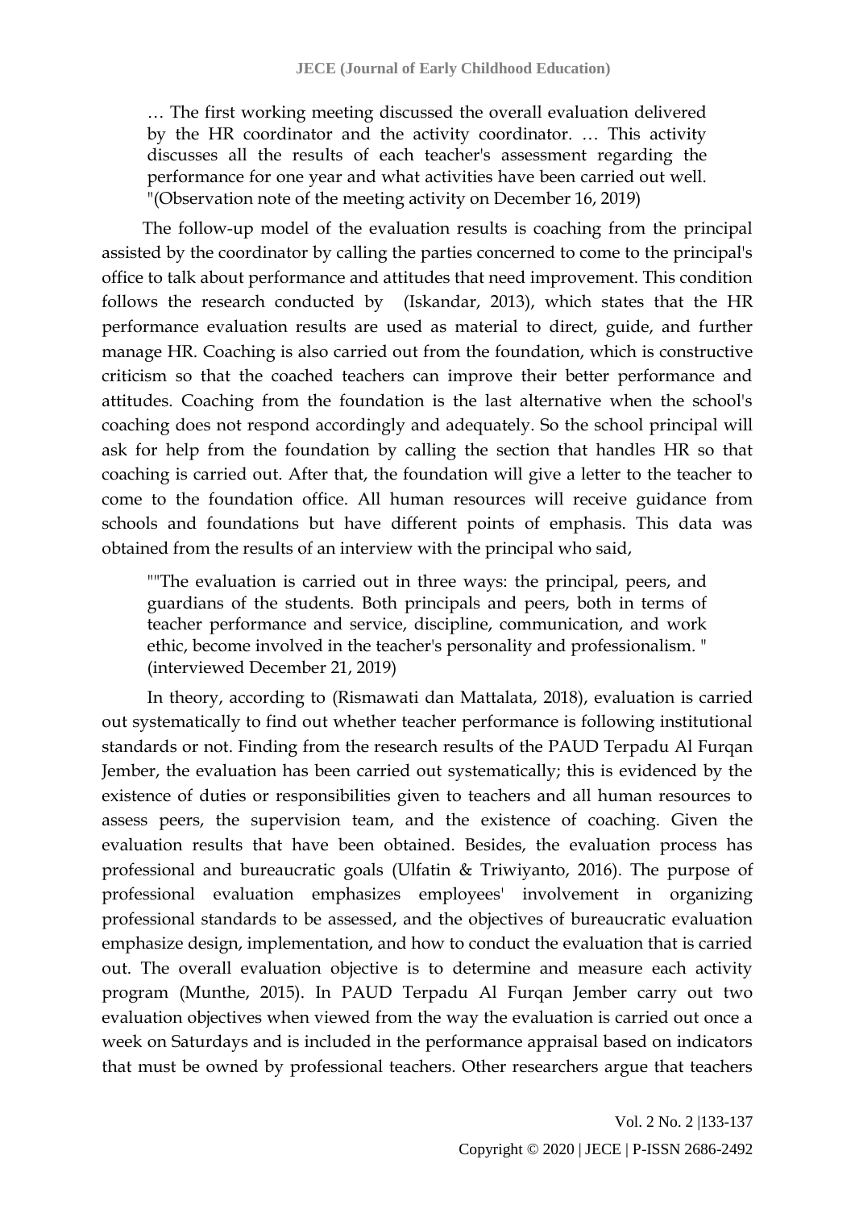> … The first working meeting discussed the overall evaluation delivered by the HR coordinator and the activity coordinator. … This activity discusses all the results of each teacher's assessment regarding the performance for one year and what activities have been carried out well. "(Observation note of the meeting activity on December 16, 2019)

The follow-up model of the evaluation results is coaching from the principal assisted by the coordinator by calling the parties concerned to come to the principal's office to talk about performance and attitudes that need improvement. This condition follows the research conducted by (Iskandar, 2013), which states that the HR performance evaluation results are used as material to direct, guide, and further manage HR. Coaching is also carried out from the foundation, which is constructive criticism so that the coached teachers can improve their better performance and attitudes. Coaching from the foundation is the last alternative when the school's coaching does not respond accordingly and adequately. So the school principal will ask for help from the foundation by calling the section that handles HR so that coaching is carried out. After that, the foundation will give a letter to the teacher to come to the foundation office. All human resources will receive guidance from schools and foundations but have different points of emphasis. This data was obtained from the results of an interview with the principal who said,

> ""The evaluation is carried out in three ways: the principal, peers, and guardians of the students. Both principals and peers, both in terms of teacher performance and service, discipline, communication, and work ethic, become involved in the teacher's personality and professionalism. " (interviewed December 21, 2019)

In theory, according to (Rismawati dan Mattalata, 2018), evaluation is carried out systematically to find out whether teacher performance is following institutional standards or not. Finding from the research results of the PAUD Terpadu Al Furqan Jember, the evaluation has been carried out systematically; this is evidenced by the existence of duties or responsibilities given to teachers and all human resources to assess peers, the supervision team, and the existence of coaching. Given the evaluation results that have been obtained. Besides, the evaluation process has professional and bureaucratic goals (Ulfatin & Triwiyanto, 2016). The purpose of professional evaluation emphasizes employees' involvement in organizing professional standards to be assessed, and the objectives of bureaucratic evaluation emphasize design, implementation, and how to conduct the evaluation that is carried out. The overall evaluation objective is to determine and measure each activity program (Munthe, 2015). In PAUD Terpadu Al Furqan Jember carry out two evaluation objectives when viewed from the way the evaluation is carried out once a week on Saturdays and is included in the performance appraisal based on indicators that must be owned by professional teachers. Other researchers argue that teachers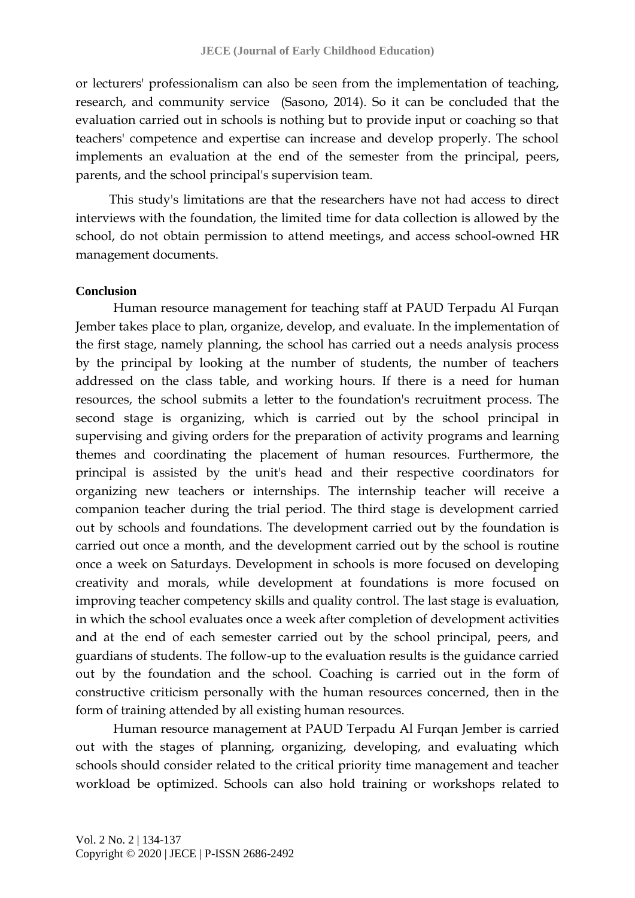or lecturers' professionalism can also be seen from the implementation of teaching, research, and community service (Sasono, 2014). So it can be concluded that the evaluation carried out in schools is nothing but to provide input or coaching so that teachers' competence and expertise can increase and develop properly. The school implements an evaluation at the end of the semester from the principal, peers, parents, and the school principal's supervision team.

This study's limitations are that the researchers have not had access to direct interviews with the foundation, the limited time for data collection is allowed by the school, do not obtain permission to attend meetings, and access school-owned HR management documents.

## Conclusion

Human resource management for teaching staff at PAUD Terpadu Al Furqan Jember takes place to plan, organize, develop, and evaluate. In the implementation of the first stage, namely planning, the school has carried out a needs analysis process by the principal by looking at the number of students, the number of teachers addressed on the class table, and working hours. If there is a need for human resources, the school submits a letter to the foundation's recruitment process. The second stage is organizing, which is carried out by the school principal in supervising and giving orders for the preparation of activity programs and learning themes and coordinating the placement of human resources. Furthermore, the principal is assisted by the unit's head and their respective coordinators for organizing new teachers or internships. The internship teacher will receive a companion teacher during the trial period. The third stage is development carried out by schools and foundations. The development carried out by the foundation is carried out once a month, and the development carried out by the school is routine once a week on Saturdays. Development in schools is more focused on developing creativity and morals, while development at foundations is more focused on improving teacher competency skills and quality control. The last stage is evaluation, in which the school evaluates once a week after completion of development activities and at the end of each semester carried out by the school principal, peers, and guardians of students. The follow-up to the evaluation results is the guidance carried out by the foundation and the school. Coaching is carried out in the form of constructive criticism personally with the human resources concerned, then in the form of training attended by all existing human resources.

Human resource management at PAUD Terpadu Al Furqan Jember is carried out with the stages of planning, organizing, developing, and evaluating which schools should consider related to the critical priority time management and teacher workload be optimized. Schools can also hold training or workshops related to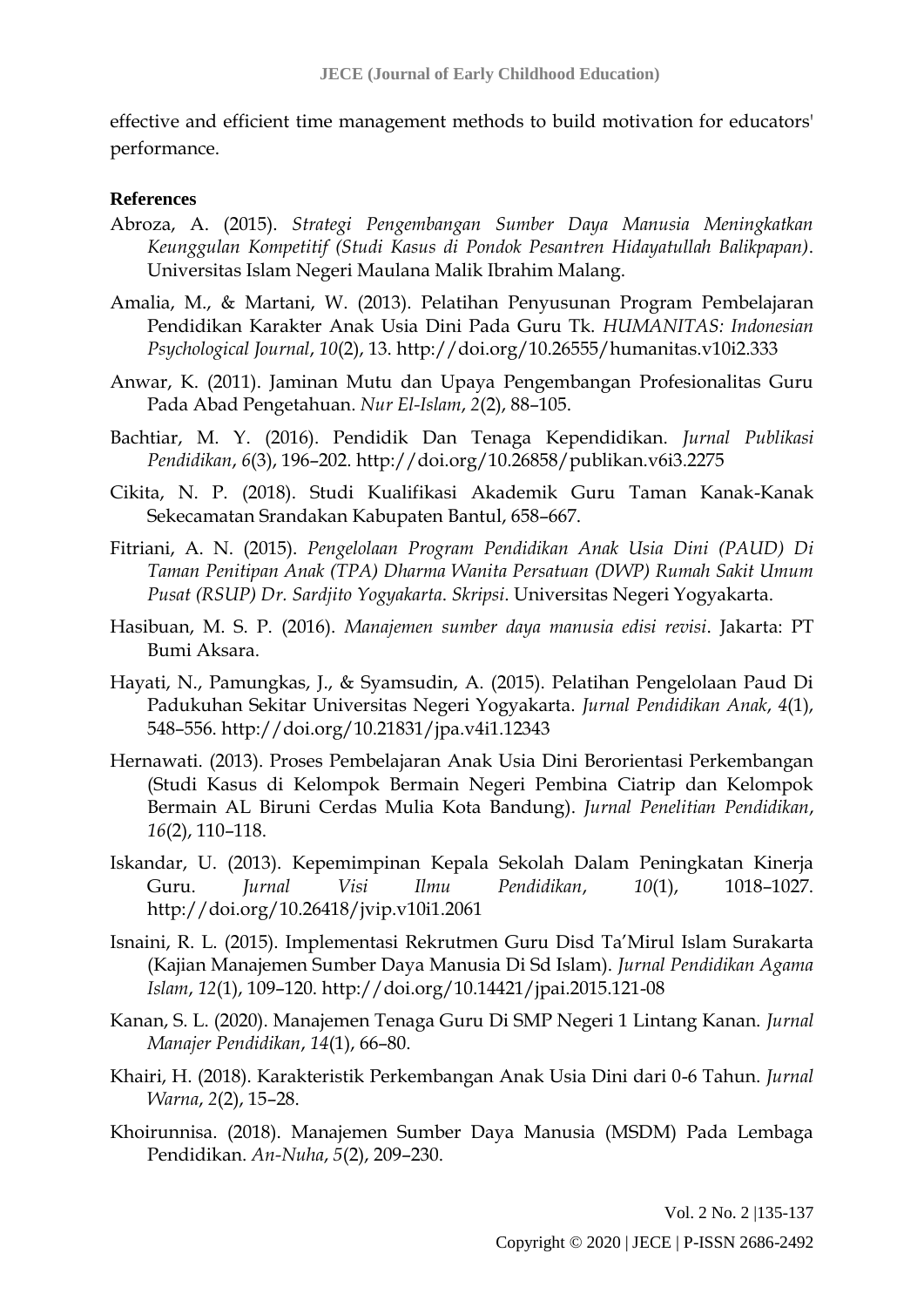effective and efficient time management methods to build motivation for educators' performance.

## References

Abroza, A. (2015). *Strategi Pengembangan Sumber Daya Manusia Meningkatkan Keunggulan Kompetitif (Studi Kasus di Pondok Pesantren Hidayatullah Balikpapan)*. Universitas Islam Negeri Maulana Malik Ibrahim Malang.

Amalia, M., & Martani, W. (2013). Pelatihan Penyusunan Program Pembelajaran Pendidikan Karakter Anak Usia Dini Pada Guru Tk. *HUMANITAS: Indonesian Psychological Journal*, *10*(2), 13. http://doi.org/10.26555/humanitas.v10i2.333

Anwar, K. (2011). Jaminan Mutu dan Upaya Pengembangan Profesionalitas Guru Pada Abad Pengetahuan. *Nur El-Islam*, *2*(2), 88–105.

Bachtiar, M. Y. (2016). Pendidik Dan Tenaga Kependidikan. *Jurnal Publikasi Pendidikan*, *6*(3), 196–202. http://doi.org/10.26858/publikan.v6i3.2275

Cikita, N. P. (2018). Studi Kualifikasi Akademik Guru Taman Kanak-Kanak Sekecamatan Srandakan Kabupaten Bantul, 658–667.

Fitriani, A. N. (2015). *Pengelolaan Program Pendidikan Anak Usia Dini (PAUD) Di Taman Penitipan Anak (TPA) Dharma Wanita Persatuan (DWP) Rumah Sakit Umum Pusat (RSUP) Dr. Sardjito Yogyakarta*. *Skripsi*. Universitas Negeri Yogyakarta.

Hasibuan, M. S. P. (2016). *Manajemen sumber daya manusia edisi revisi*. Jakarta: PT Bumi Aksara.

Hayati, N., Pamungkas, J., & Syamsudin, A. (2015). Pelatihan Pengelolaan Paud Di Padukuhan Sekitar Universitas Negeri Yogyakarta. *Jurnal Pendidikan Anak*, *4*(1), 548–556. http://doi.org/10.21831/jpa.v4i1.12343

Hernawati. (2013). Proses Pembelajaran Anak Usia Dini Berorientasi Perkembangan (Studi Kasus di Kelompok Bermain Negeri Pembina Ciatrip dan Kelompok Bermain AL Biruni Cerdas Mulia Kota Bandung). *Jurnal Penelitian Pendidikan*, *16*(2), 110–118.

Iskandar, U. (2013). Kepemimpinan Kepala Sekolah Dalam Peningkatan Kinerja Guru. *Jurnal Visi Ilmu Pendidikan*, *10*(1), 1018–1027. http://doi.org/10.26418/jvip.v10i1.2061

Isnaini, R. L. (2015). Implementasi Rekrutmen Guru Disd Ta'Mirul Islam Surakarta (Kajian Manajemen Sumber Daya Manusia Di Sd Islam). *Jurnal Pendidikan Agama Islam*, *12*(1), 109–120. http://doi.org/10.14421/jpai.2015.121-08

Kanan, S. L. (2020). Manajemen Tenaga Guru Di SMP Negeri 1 Lintang Kanan. *Jurnal Manajer Pendidikan*, *14*(1), 66–80.

Khairi, H. (2018). Karakteristik Perkembangan Anak Usia Dini dari 0-6 Tahun. *Jurnal Warna*, *2*(2), 15–28.

Khoirunnisa. (2018). Manajemen Sumber Daya Manusia (MSDM) Pada Lembaga Pendidikan. *An-Nuha*, *5*(2), 209–230.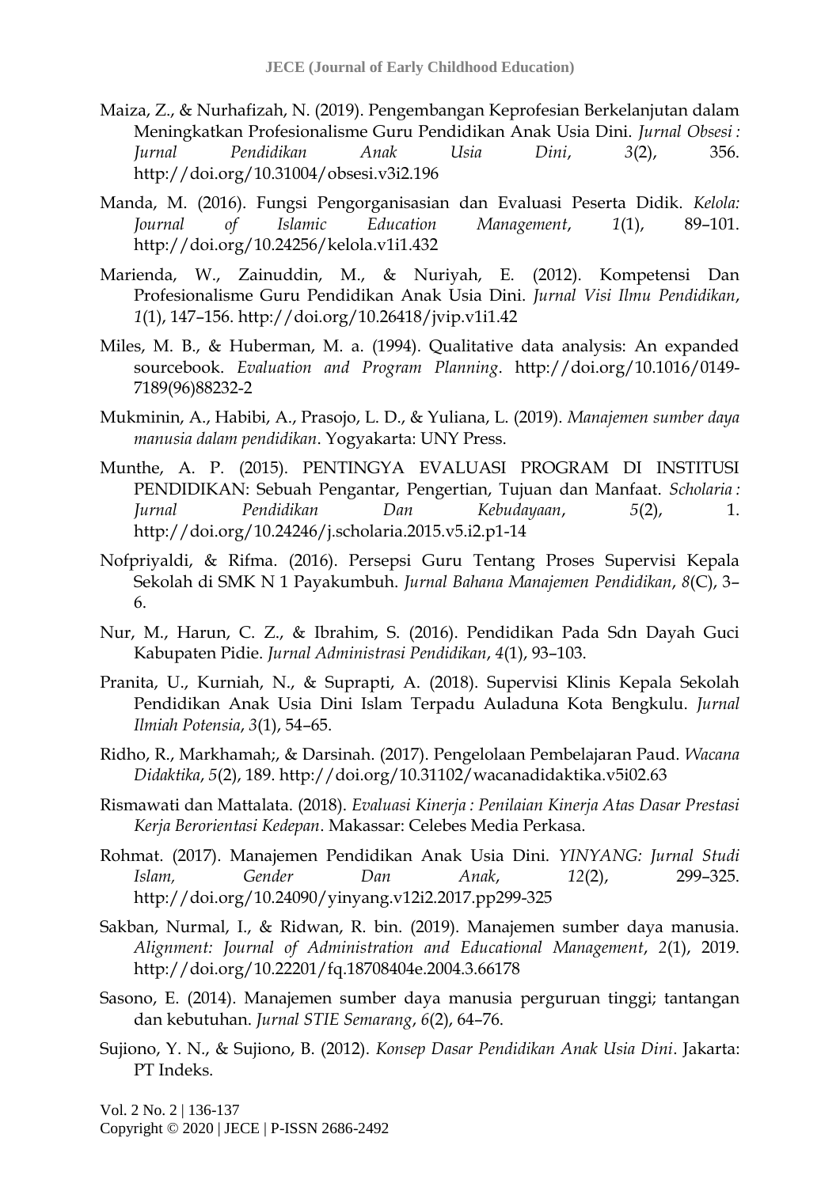Maiza, Z., & Nurhafizah, N. (2019). Pengembangan Keprofesian Berkelanjutan dalam Meningkatkan Profesionalisme Guru Pendidikan Anak Usia Dini. *Jurnal Obsesi : Jurnal Pendidikan Anak Usia Dini*, *3*(2), 356. http://doi.org/10.31004/obsesi.v3i2.196

Manda, M. (2016). Fungsi Pengorganisasian dan Evaluasi Peserta Didik. *Kelola: Journal of Islamic Education Management*, *1*(1), 89–101. http://doi.org/10.24256/kelola.v1i1.432

Marienda, W., Zainuddin, M., & Nuriyah, E. (2012). Kompetensi Dan Profesionalisme Guru Pendidikan Anak Usia Dini. *Jurnal Visi Ilmu Pendidikan*, *1*(1), 147–156. http://doi.org/10.26418/jvip.v1i1.42

Miles, M. B., & Huberman, M. a. (1994). Qualitative data analysis: An expanded sourcebook. *Evaluation and Program Planning*. http://doi.org/10.1016/0149-7189(96)88232-2

Mukminin, A., Habibi, A., Prasojo, L. D., & Yuliana, L. (2019). *Manajemen sumber daya manusia dalam pendidikan*. Yogyakarta: UNY Press.

Munthe, A. P. (2015). PENTINGYA EVALUASI PROGRAM DI INSTITUSI PENDIDIKAN: Sebuah Pengantar, Pengertian, Tujuan dan Manfaat. *Scholaria : Jurnal Pendidikan Dan Kebudayaan*, *5*(2), 1. http://doi.org/10.24246/j.scholaria.2015.v5.i2.p1-14

Nofpriyaldi, & Rifma. (2016). Persepsi Guru Tentang Proses Supervisi Kepala Sekolah di SMK N 1 Payakumbuh. *Jurnal Bahana Manajemen Pendidikan*, *8*(C), 3–6.

Nur, M., Harun, C. Z., & Ibrahim, S. (2016). Pendidikan Pada Sdn Dayah Guci Kabupaten Pidie. *Jurnal Administrasi Pendidikan*, *4*(1), 93–103.

Pranita, U., Kurniah, N., & Suprapti, A. (2018). Supervisi Klinis Kepala Sekolah Pendidikan Anak Usia Dini Islam Terpadu Auladuna Kota Bengkulu. *Jurnal Ilmiah Potensia*, *3*(1), 54–65.

Ridho, R., Markhamah;, & Darsinah. (2017). Pengelolaan Pembelajaran Paud. *Wacana Didaktika*, *5*(2), 189. http://doi.org/10.31102/wacanadidaktika.v5i02.63

Rismawati dan Mattalata. (2018). *Evaluasi Kinerja : Penilaian Kinerja Atas Dasar Prestasi Kerja Berorientasi Kedepan*. Makassar: Celebes Media Perkasa.

Rohmat. (2017). Manajemen Pendidikan Anak Usia Dini. *YINYANG: Jurnal Studi Islam, Gender Dan Anak*, *12*(2), 299–325. http://doi.org/10.24090/yinyang.v12i2.2017.pp299-325

Sakban, Nurmal, I., & Ridwan, R. bin. (2019). Manajemen sumber daya manusia. *Alignment: Journal of Administration and Educational Management*, *2*(1), 2019. http://doi.org/10.22201/fq.18708404e.2004.3.66178

Sasono, E. (2014). Manajemen sumber daya manusia perguruan tinggi; tantangan dan kebutuhan. *Jurnal STIE Semarang*, *6*(2), 64–76.

Sujiono, Y. N., & Sujiono, B. (2012). *Konsep Dasar Pendidikan Anak Usia Dini*. Jakarta: PT Indeks.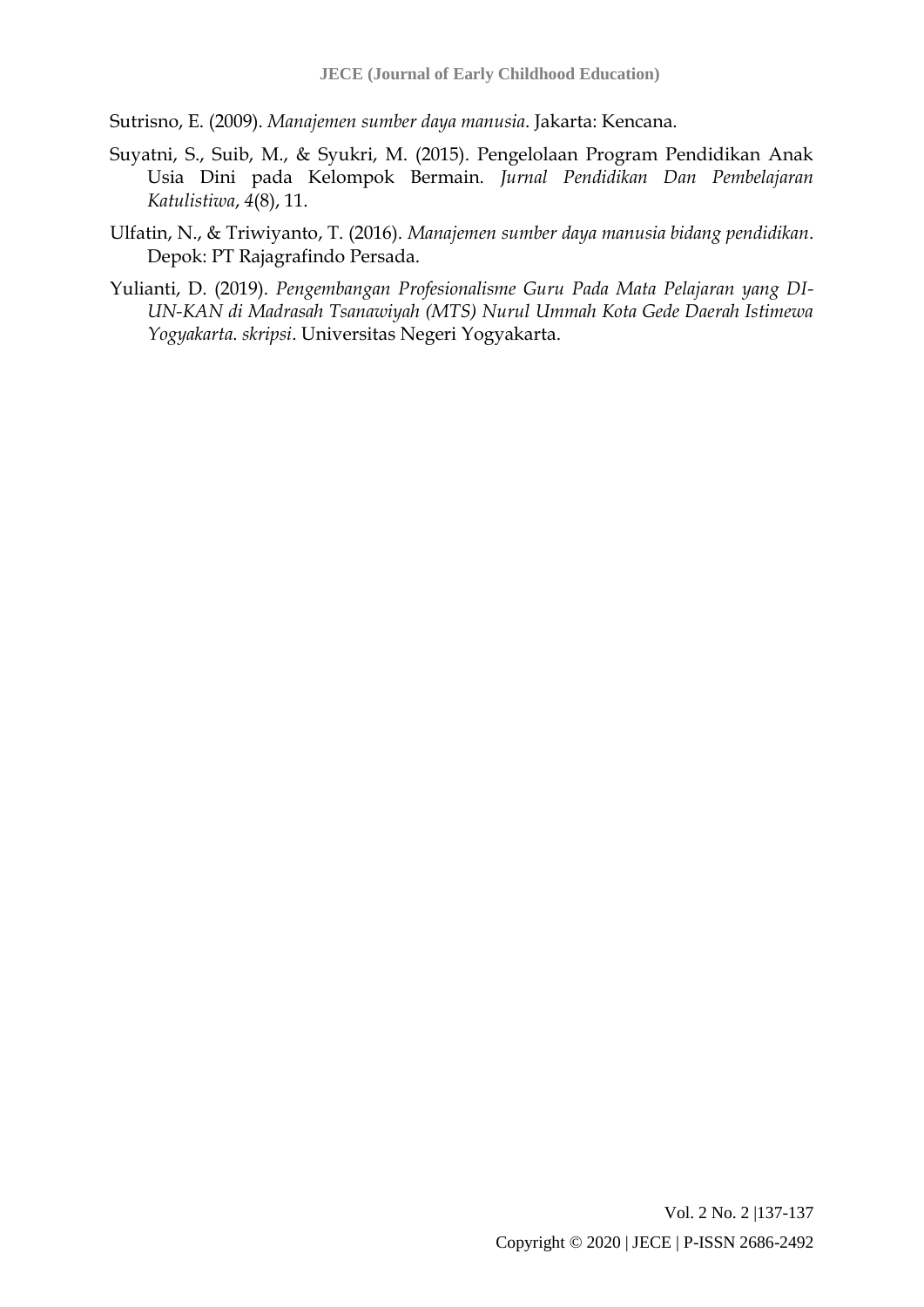Sutrisno, E. (2009). *Manajemen sumber daya manusia*. Jakarta: Kencana.

Suyatni, S., Suib, M., & Syukri, M. (2015). Pengelolaan Program Pendidikan Anak Usia Dini pada Kelompok Bermain. *Jurnal Pendidikan Dan Pembelajaran Katulistiwa*, *4*(8), 11.

Ulfatin, N., & Triwiyanto, T. (2016). *Manajemen sumber daya manusia bidang pendidikan*. Depok: PT Rajagrafindo Persada.

Yulianti, D. (2019). *Pengembangan Profesionalisme Guru Pada Mata Pelajaran yang DI-UN-KAN di Madrasah Tsanawiyah (MTS) Nurul Ummah Kota Gede Daerah Istimewa Yogyakarta. skripsi*. Universitas Negeri Yogyakarta.